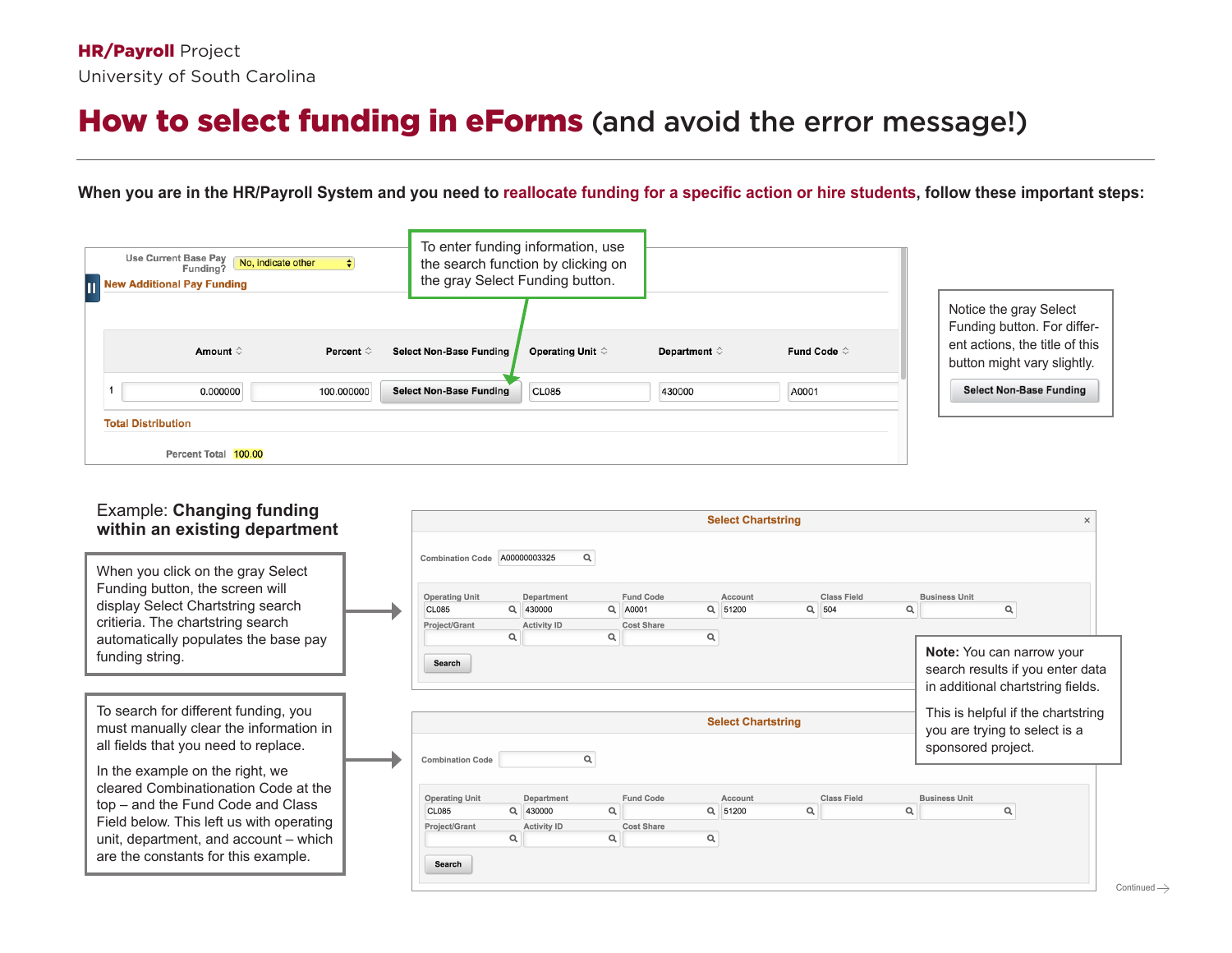**HR/Payroll** Project
University of South Carolina

# How to select funding in eForms (and avoid the error message!)

**When you are in the HR/Payroll System and you need to reallocate funding for a specific action or hire students, follow these important steps:**

Use Current Base Pay Funding? No, indicate other

New Additional Pay Funding

| | Amount | Percent | Select Non-Base Funding | Operating Unit | Department | Fund Code |
|---|---|---|---|---|---|---|
| 1 | 0.000000 | 100.000000 | Select Non-Base Funding | CL085 | 430000 | A0001 |

Total Distribution

Percent Total 100.00

To enter funding information, use the search function by clicking on the gray Select Funding button.

Notice the gray Select Funding button. For different actions, the title of this button might vary slightly.

Select Non-Base Funding

## Example: **Changing funding within an existing department**

When you click on the gray Select Funding button, the screen will display Select Chartstring search critieria. The chartstring search automatically populates the base pay funding string.

**Select Chartstring**

Combination Code: A00000003325

| Operating Unit | Department | Fund Code | Account | Class Field | Business Unit |
|---|---|---|---|---|---|
| CL085 | 430000 | A0001 | 51200 | 504 | |

| Project/Grant | Activity ID | Cost Share |
|---|---|---|
| | | |

Search

**Note:** You can narrow your search results if you enter data in additional chartstring fields.

This is helpful if the chartstring you are trying to select is a sponsored project.

To search for different funding, you must manually clear the information in all fields that you need to replace.

In the example on the right, we cleared Combination Code at the top – and the Fund Code and Class Field below. This left us with operating unit, department, and account – which are the constants for this example.

**Select Chartstring**

Combination Code:

| Operating Unit | Department | Fund Code | Account | Class Field | Business Unit |
|---|---|---|---|---|---|
| CL085 | 430000 | | 51200 | | |

| Project/Grant | Activity ID | Cost Share |
|---|---|---|
| | | |

Search

Continued →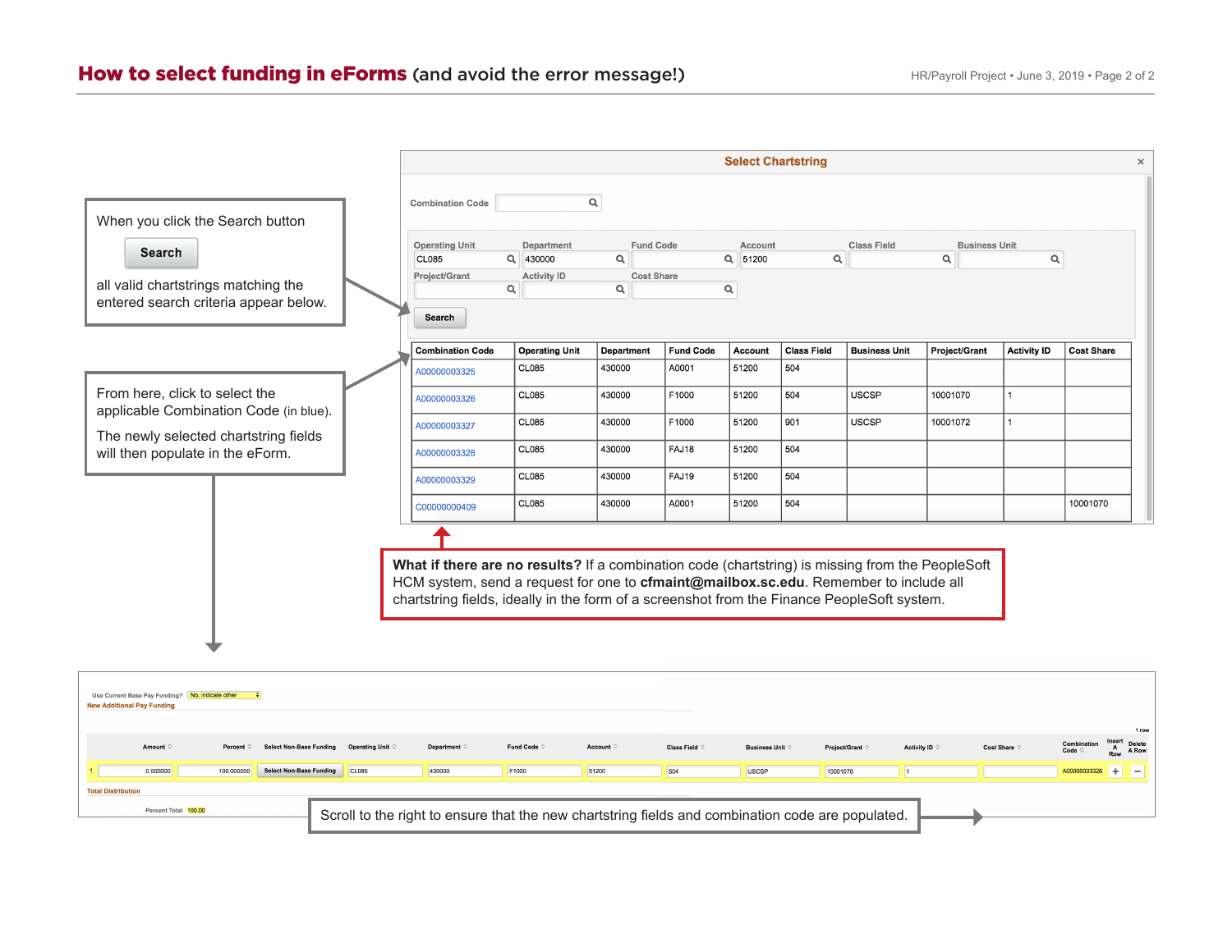# How to select funding in eForms (and avoid the error message!)

When you click the Search button

**Search**

all valid chartstrings matching the entered search criteria appear below.

From here, click to select the applicable Combination Code (in blue).

The newly selected chartstring fields will then populate in the eForm.

**Select Chartstring**

Combination Code

Operating Unit: CL085
Department: 430000
Fund Code:
Account: 51200
Class Field:
Business Unit:
Project/Grant:
Activity ID:
Cost Share:

Search

| Combination Code | Operating Unit | Department | Fund Code | Account | Class Field | Business Unit | Project/Grant | Activity ID | Cost Share |
|---|---|---|---|---|---|---|---|---|---|
| A00000003325 | CL085 | 430000 | A0001 | 51200 | 504 | | | | |
| A00000003326 | CL085 | 430000 | F1000 | 51200 | 504 | USCSP | 10001070 | 1 | |
| A00000003327 | CL085 | 430000 | F1000 | 51200 | 901 | USCSP | 10001072 | 1 | |
| A00000003328 | CL085 | 430000 | FAJ18 | 51200 | 504 | | | | |
| A00000003329 | CL085 | 430000 | FAJ19 | 51200 | 504 | | | | |
| C00000000409 | CL085 | 430000 | A0001 | 51200 | 504 | | | | 10001070 |

**What if there are no results?** If a combination code (chartstring) is missing from the PeopleSoft HCM system, send a request for one to **cfmaint@mailbox.sc.edu**. Remember to include all chartstring fields, ideally in the form of a screenshot from the Finance PeopleSoft system.

Use Current Base Pay Funding? No, indicate other

New Additional Pay Funding

| | Amount | Percent | Select Non-Base Funding | Operating Unit | Department | Fund Code | Account | Class Field | Business Unit | Project/Grant | Activity ID | Cost Share | Combination Code | Insert A Row | Delete A Row |
|---|---|---|---|---|---|---|---|---|---|---|---|---|---|---|---|
| 1 | 0.000000 | 100.000000 | Select Non-Base Funding | CL085 | 430000 | F1000 | 51200 | 504 | USCSP | 10001070 | 1 | | A00000003326 | + | − |

Total Distribution

Percent Total 100.00

Scroll to the right to ensure that the new chartstring fields and combination code are populated.